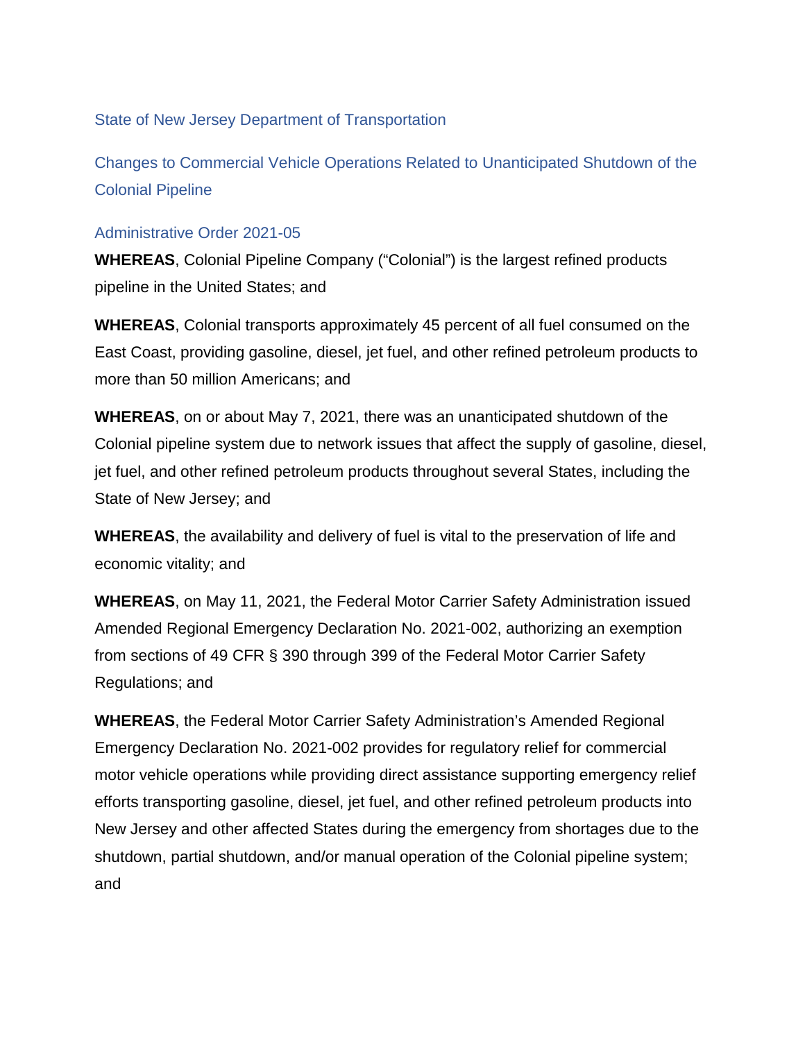State of New Jersey Department of Transportation

# Changes to Commercial Vehicle Operations Related to Unanticipated Shutdown of the Colonial Pipeline

## Administrative Order 2021-05

**WHEREAS**, Colonial Pipeline Company ("Colonial") is the largest refined products pipeline in the United States; and

**WHEREAS**, Colonial transports approximately 45 percent of all fuel consumed on the East Coast, providing gasoline, diesel, jet fuel, and other refined petroleum products to more than 50 million Americans; and

**WHEREAS**, on or about May 7, 2021, there was an unanticipated shutdown of the Colonial pipeline system due to network issues that affect the supply of gasoline, diesel, jet fuel, and other refined petroleum products throughout several States, including the State of New Jersey; and

**WHEREAS**, the availability and delivery of fuel is vital to the preservation of life and economic vitality; and

**WHEREAS**, on May 11, 2021, the Federal Motor Carrier Safety Administration issued Amended Regional Emergency Declaration No. 2021-002, authorizing an exemption from sections of 49 CFR § 390 through 399 of the Federal Motor Carrier Safety Regulations; and

**WHEREAS**, the Federal Motor Carrier Safety Administration's Amended Regional Emergency Declaration No. 2021-002 provides for regulatory relief for commercial motor vehicle operations while providing direct assistance supporting emergency relief efforts transporting gasoline, diesel, jet fuel, and other refined petroleum products into New Jersey and other affected States during the emergency from shortages due to the shutdown, partial shutdown, and/or manual operation of the Colonial pipeline system; and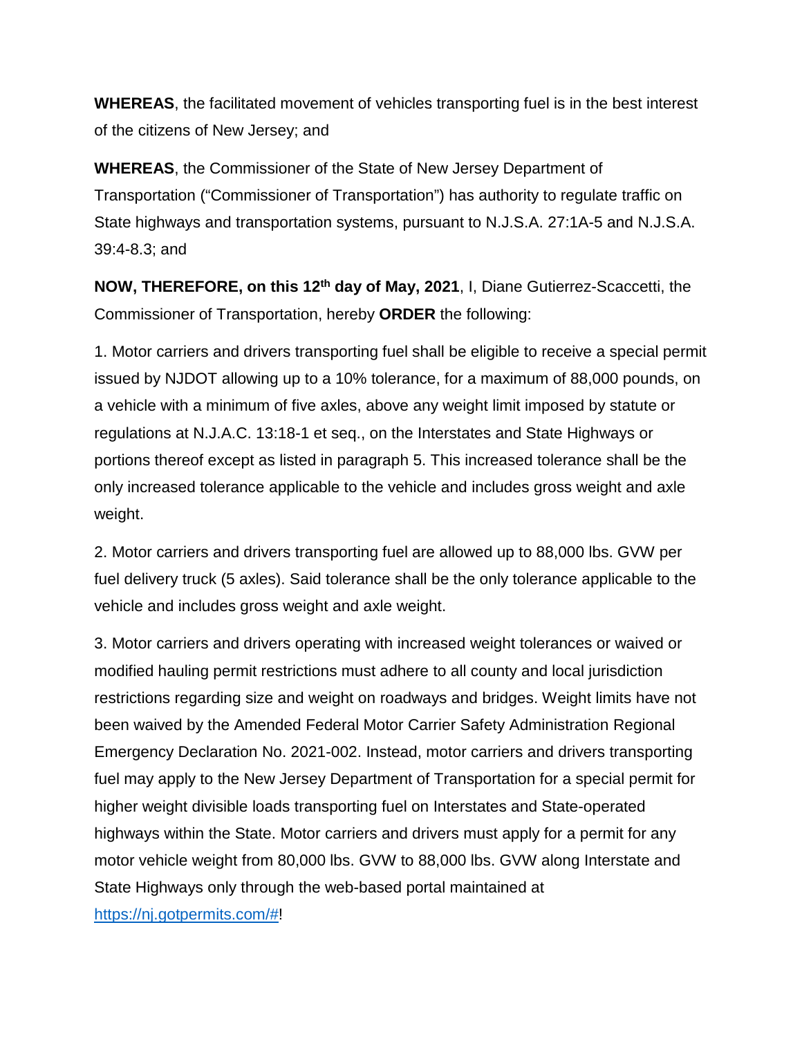**WHEREAS**, the facilitated movement of vehicles transporting fuel is in the best interest of the citizens of New Jersey; and

**WHEREAS**, the Commissioner of the State of New Jersey Department of Transportation ("Commissioner of Transportation") has authority to regulate traffic on State highways and transportation systems, pursuant to N.J.S.A. 27:1A-5 and N.J.S.A. 39:4-8.3; and

**NOW, THEREFORE, on this 12th day of May, 2021**, I, Diane Gutierrez-Scaccetti, the Commissioner of Transportation, hereby **ORDER** the following:

1. Motor carriers and drivers transporting fuel shall be eligible to receive a special permit issued by NJDOT allowing up to a 10% tolerance, for a maximum of 88,000 pounds, on a vehicle with a minimum of five axles, above any weight limit imposed by statute or regulations at N.J.A.C. 13:18-1 et seq., on the Interstates and State Highways or portions thereof except as listed in paragraph 5. This increased tolerance shall be the only increased tolerance applicable to the vehicle and includes gross weight and axle weight.

2. Motor carriers and drivers transporting fuel are allowed up to 88,000 lbs. GVW per fuel delivery truck (5 axles). Said tolerance shall be the only tolerance applicable to the vehicle and includes gross weight and axle weight.

3. Motor carriers and drivers operating with increased weight tolerances or waived or modified hauling permit restrictions must adhere to all county and local jurisdiction restrictions regarding size and weight on roadways and bridges. Weight limits have not been waived by the Amended Federal Motor Carrier Safety Administration Regional Emergency Declaration No. 2021-002. Instead, motor carriers and drivers transporting fuel may apply to the New Jersey Department of Transportation for a special permit for higher weight divisible loads transporting fuel on Interstates and State-operated highways within the State. Motor carriers and drivers must apply for a permit for any motor vehicle weight from 80,000 lbs. GVW to 88,000 lbs. GVW along Interstate and State Highways only through the web-based portal maintained at [https://nj.gotpermits.com/#](https://nj.gotpermits.com/#)!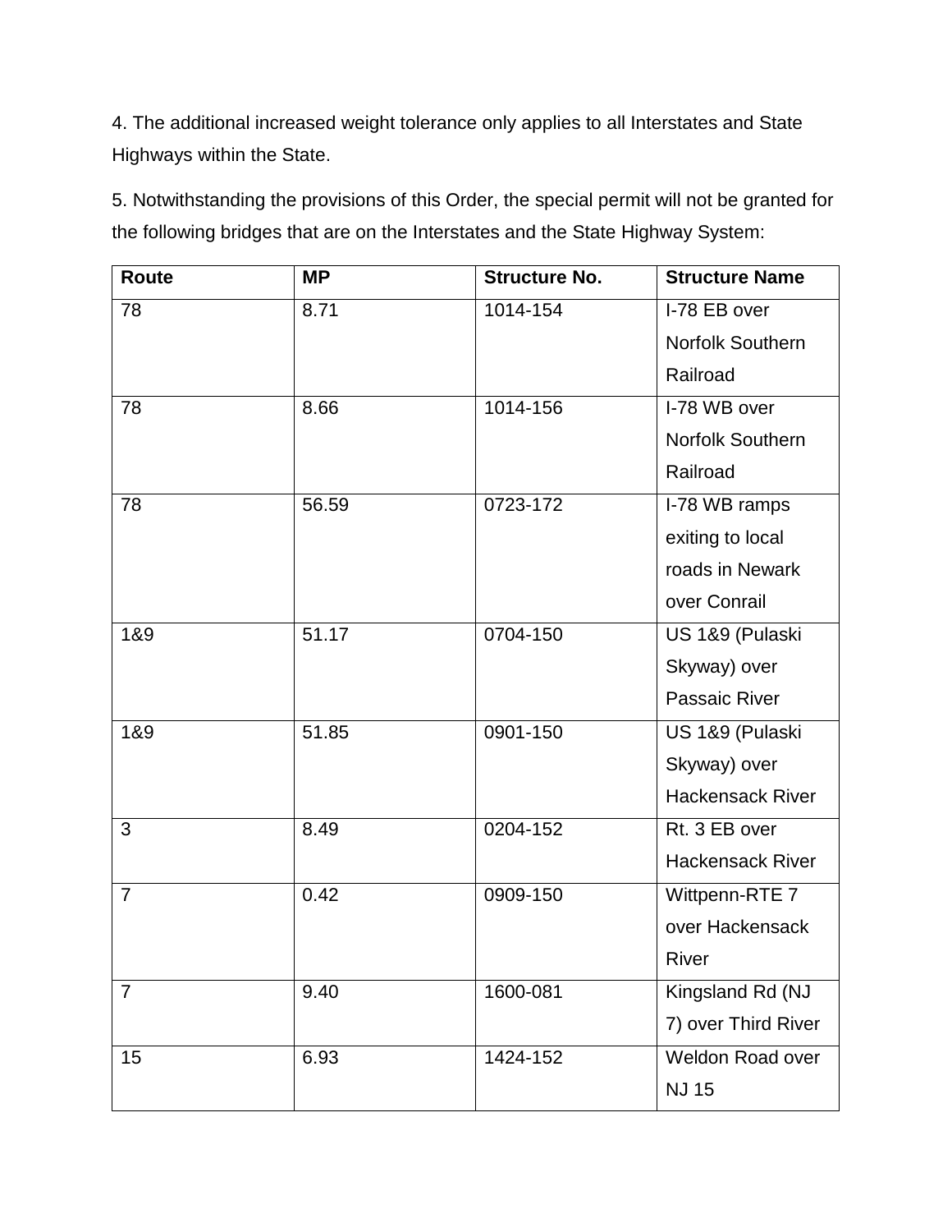4. The additional increased weight tolerance only applies to all Interstates and State Highways within the State.

5. Notwithstanding the provisions of this Order, the special permit will not be granted for the following bridges that are on the Interstates and the State Highway System:

| Route | MP | Structure No. | Structure Name |
|---|---|---|---|
| 78 | 8.71 | 1014-154 | I-78 EB over Norfolk Southern Railroad |
| 78 | 8.66 | 1014-156 | I-78 WB over Norfolk Southern Railroad |
| 78 | 56.59 | 0723-172 | I-78 WB ramps exiting to local roads in Newark over Conrail |
| 1&9 | 51.17 | 0704-150 | US 1&9 (Pulaski Skyway) over Passaic River |
| 1&9 | 51.85 | 0901-150 | US 1&9 (Pulaski Skyway) over Hackensack River |
| 3 | 8.49 | 0204-152 | Rt. 3 EB over Hackensack River |
| 7 | 0.42 | 0909-150 | Wittpenn-RTE 7 over Hackensack River |
| 7 | 9.40 | 1600-081 | Kingsland Rd (NJ 7) over Third River |
| 15 | 6.93 | 1424-152 | Weldon Road over NJ 15 |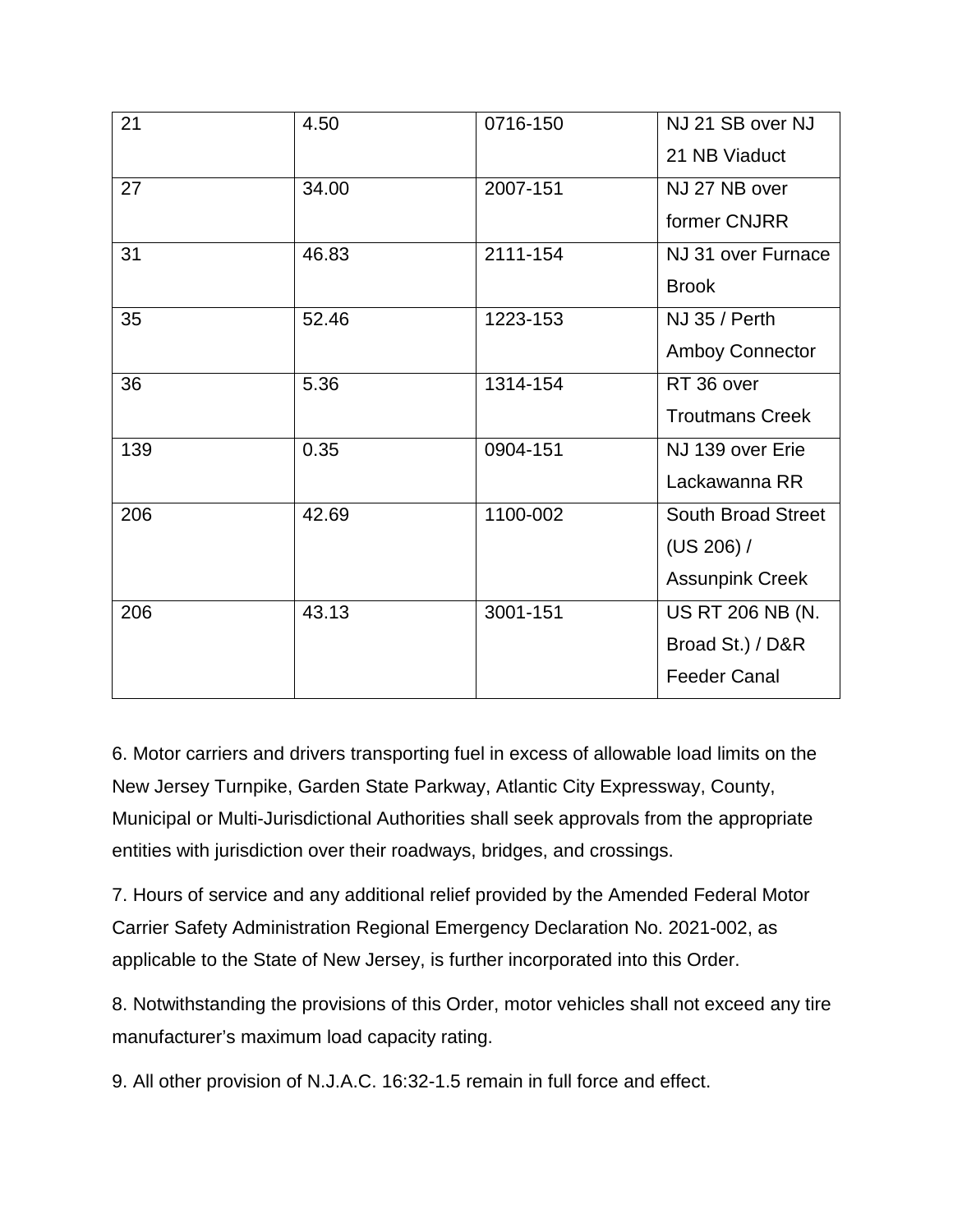| 21 | 4.50 | 0716-150 | NJ 21 SB over NJ 21 NB Viaduct |
|---|---|---|---|
| 27 | 34.00 | 2007-151 | NJ 27 NB over former CNJRR |
| 31 | 46.83 | 2111-154 | NJ 31 over Furnace Brook |
| 35 | 52.46 | 1223-153 | NJ 35 / Perth Amboy Connector |
| 36 | 5.36 | 1314-154 | RT 36 over Troutmans Creek |
| 139 | 0.35 | 0904-151 | NJ 139 over Erie Lackawanna RR |
| 206 | 42.69 | 1100-002 | South Broad Street (US 206) / Assunpink Creek |
| 206 | 43.13 | 3001-151 | US RT 206 NB (N. Broad St.) / D&R Feeder Canal |

6. Motor carriers and drivers transporting fuel in excess of allowable load limits on the New Jersey Turnpike, Garden State Parkway, Atlantic City Expressway, County, Municipal or Multi-Jurisdictional Authorities shall seek approvals from the appropriate entities with jurisdiction over their roadways, bridges, and crossings.

7. Hours of service and any additional relief provided by the Amended Federal Motor Carrier Safety Administration Regional Emergency Declaration No. 2021-002, as applicable to the State of New Jersey, is further incorporated into this Order.

8. Notwithstanding the provisions of this Order, motor vehicles shall not exceed any tire manufacturer's maximum load capacity rating.

9. All other provision of N.J.A.C. 16:32-1.5 remain in full force and effect.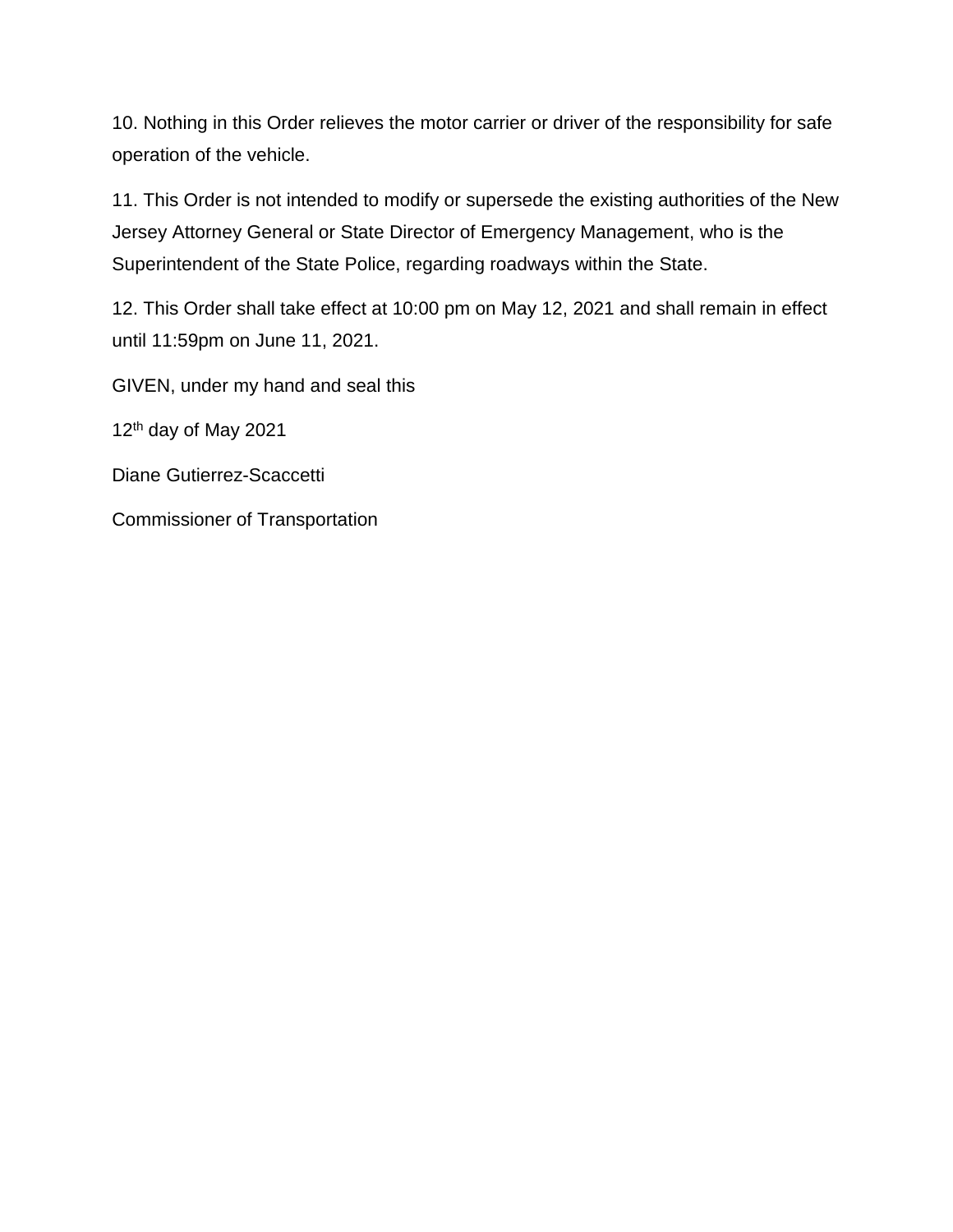10. Nothing in this Order relieves the motor carrier or driver of the responsibility for safe operation of the vehicle.

11. This Order is not intended to modify or supersede the existing authorities of the New Jersey Attorney General or State Director of Emergency Management, who is the Superintendent of the State Police, regarding roadways within the State.

12. This Order shall take effect at 10:00 pm on May 12, 2021 and shall remain in effect until 11:59pm on June 11, 2021.

GIVEN, under my hand and seal this

12th day of May 2021

Diane Gutierrez-Scaccetti

Commissioner of Transportation